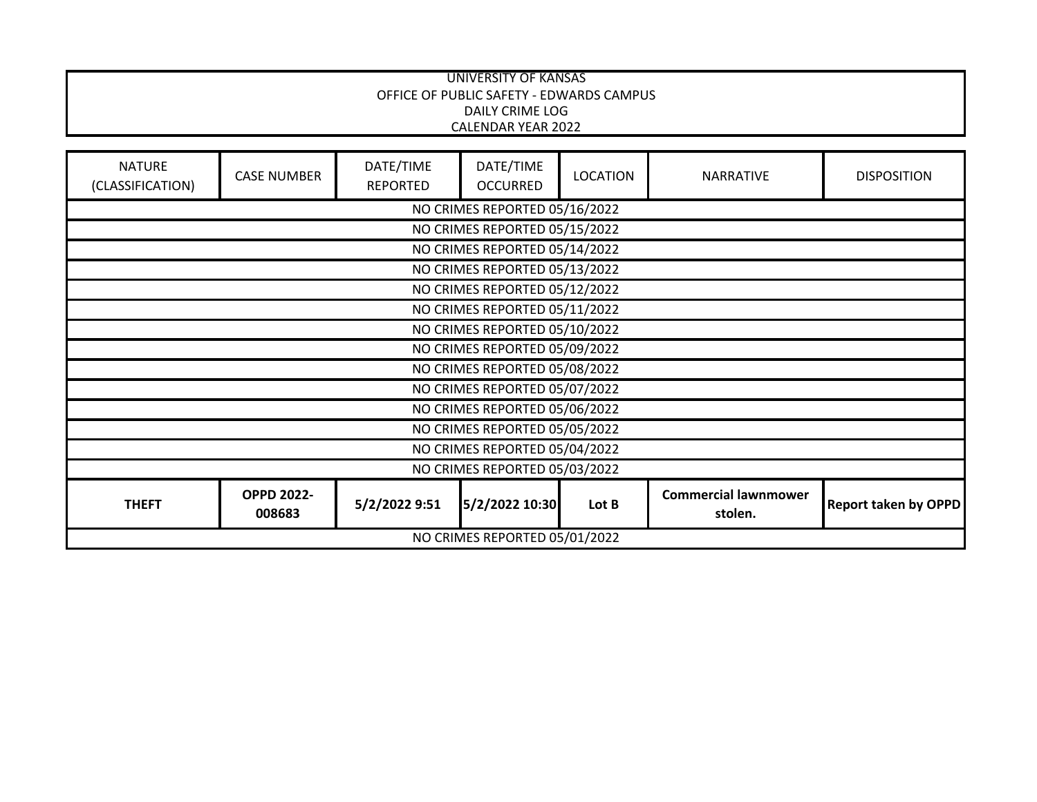UNIVERSITY OF KANSAS
OFFICE OF PUBLIC SAFETY - EDWARDS CAMPUS
DAILY CRIME LOG
CALENDAR YEAR 2022

| NATURE (CLASSIFICATION) | CASE NUMBER | DATE/TIME REPORTED | DATE/TIME OCCURRED | LOCATION | NARRATIVE | DISPOSITION |
|---|---|---|---|---|---|---|
| NO CRIMES REPORTED 05/16/2022 | | | | | | |
| NO CRIMES REPORTED 05/15/2022 | | | | | | |
| NO CRIMES REPORTED 05/14/2022 | | | | | | |
| NO CRIMES REPORTED 05/13/2022 | | | | | | |
| NO CRIMES REPORTED 05/12/2022 | | | | | | |
| NO CRIMES REPORTED 05/11/2022 | | | | | | |
| NO CRIMES REPORTED 05/10/2022 | | | | | | |
| NO CRIMES REPORTED 05/09/2022 | | | | | | |
| NO CRIMES REPORTED 05/08/2022 | | | | | | |
| NO CRIMES REPORTED 05/07/2022 | | | | | | |
| NO CRIMES REPORTED 05/06/2022 | | | | | | |
| NO CRIMES REPORTED 05/05/2022 | | | | | | |
| NO CRIMES REPORTED 05/04/2022 | | | | | | |
| NO CRIMES REPORTED 05/03/2022 | | | | | | |
| **THEFT** | **OPPD 2022-008683** | **5/2/2022 9:51** | **5/2/2022 10:30** | **Lot B** | **Commercial lawnmower stolen.** | **Report taken by OPPD** |
| NO CRIMES REPORTED 05/01/2022 | | | | | | |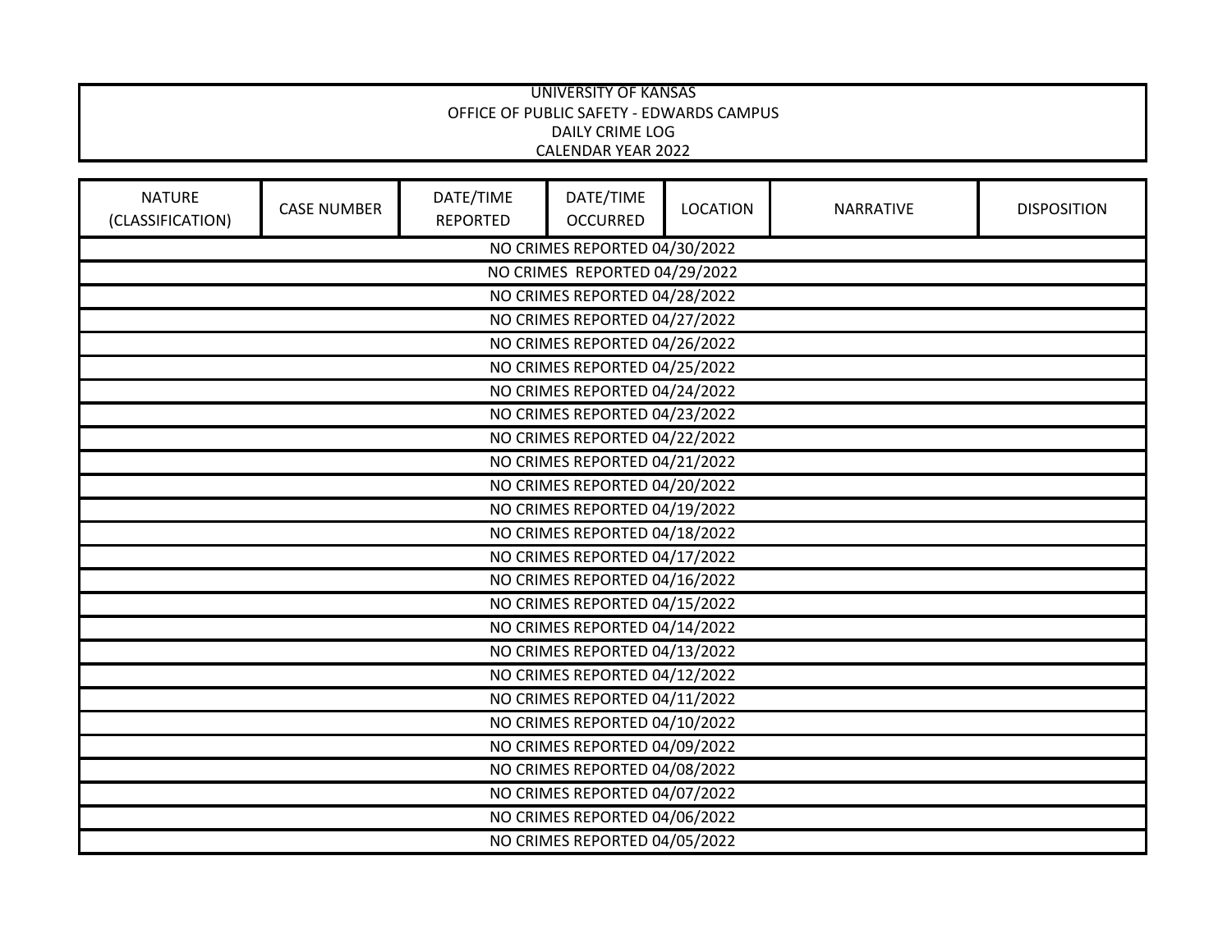UNIVERSITY OF KANSAS
OFFICE OF PUBLIC SAFETY - EDWARDS CAMPUS
DAILY CRIME LOG
CALENDAR YEAR 2022

| NATURE (CLASSIFICATION) | CASE NUMBER | DATE/TIME REPORTED | DATE/TIME OCCURRED | LOCATION | NARRATIVE | DISPOSITION |
|---|---|---|---|---|---|---|
| NO CRIMES REPORTED 04/30/2022 | | | | | | |
| NO CRIMES  REPORTED 04/29/2022 | | | | | | |
| NO CRIMES REPORTED 04/28/2022 | | | | | | |
| NO CRIMES REPORTED 04/27/2022 | | | | | | |
| NO CRIMES REPORTED 04/26/2022 | | | | | | |
| NO CRIMES REPORTED 04/25/2022 | | | | | | |
| NO CRIMES REPORTED 04/24/2022 | | | | | | |
| NO CRIMES REPORTED 04/23/2022 | | | | | | |
| NO CRIMES REPORTED 04/22/2022 | | | | | | |
| NO CRIMES REPORTED 04/21/2022 | | | | | | |
| NO CRIMES REPORTED 04/20/2022 | | | | | | |
| NO CRIMES REPORTED 04/19/2022 | | | | | | |
| NO CRIMES REPORTED 04/18/2022 | | | | | | |
| NO CRIMES REPORTED 04/17/2022 | | | | | | |
| NO CRIMES REPORTED 04/16/2022 | | | | | | |
| NO CRIMES REPORTED 04/15/2022 | | | | | | |
| NO CRIMES REPORTED 04/14/2022 | | | | | | |
| NO CRIMES REPORTED 04/13/2022 | | | | | | |
| NO CRIMES REPORTED 04/12/2022 | | | | | | |
| NO CRIMES REPORTED 04/11/2022 | | | | | | |
| NO CRIMES REPORTED 04/10/2022 | | | | | | |
| NO CRIMES REPORTED 04/09/2022 | | | | | | |
| NO CRIMES REPORTED 04/08/2022 | | | | | | |
| NO CRIMES REPORTED 04/07/2022 | | | | | | |
| NO CRIMES REPORTED 04/06/2022 | | | | | | |
| NO CRIMES REPORTED 04/05/2022 | | | | | | |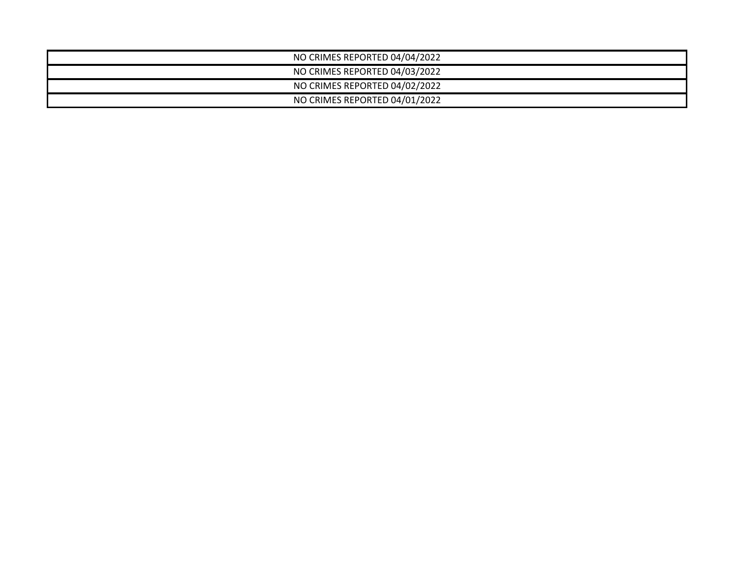| NO CRIMES REPORTED 04/04/2022 |
|---|
| NO CRIMES REPORTED 04/03/2022 |
| NO CRIMES REPORTED 04/02/2022 |
| NO CRIMES REPORTED 04/01/2022 |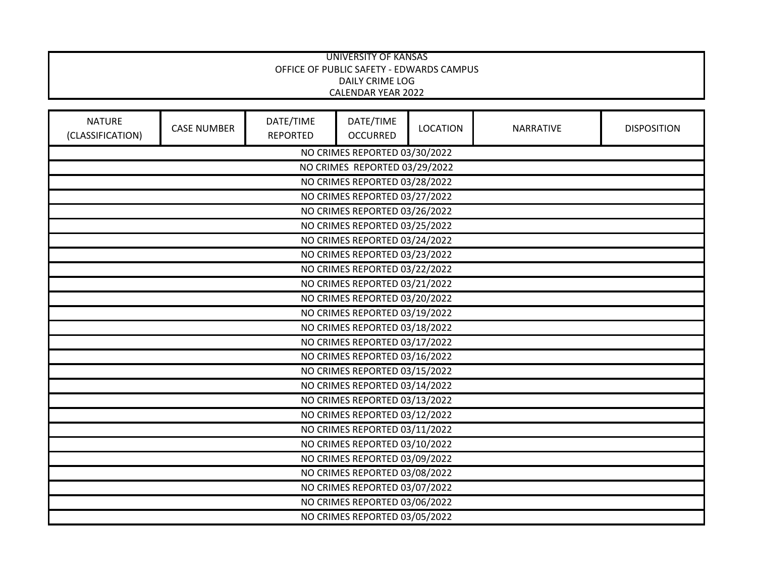UNIVERSITY OF KANSAS
OFFICE OF PUBLIC SAFETY - EDWARDS CAMPUS
DAILY CRIME LOG
CALENDAR YEAR 2022

| NATURE (CLASSIFICATION) | CASE NUMBER | DATE/TIME REPORTED | DATE/TIME OCCURRED | LOCATION | NARRATIVE | DISPOSITION |
|---|---|---|---|---|---|---|
| NO CRIMES REPORTED 03/30/2022 | | | | | | |
| NO CRIMES  REPORTED 03/29/2022 | | | | | | |
| NO CRIMES REPORTED 03/28/2022 | | | | | | |
| NO CRIMES REPORTED 03/27/2022 | | | | | | |
| NO CRIMES REPORTED 03/26/2022 | | | | | | |
| NO CRIMES REPORTED 03/25/2022 | | | | | | |
| NO CRIMES REPORTED 03/24/2022 | | | | | | |
| NO CRIMES REPORTED 03/23/2022 | | | | | | |
| NO CRIMES REPORTED 03/22/2022 | | | | | | |
| NO CRIMES REPORTED 03/21/2022 | | | | | | |
| NO CRIMES REPORTED 03/20/2022 | | | | | | |
| NO CRIMES REPORTED 03/19/2022 | | | | | | |
| NO CRIMES REPORTED 03/18/2022 | | | | | | |
| NO CRIMES REPORTED 03/17/2022 | | | | | | |
| NO CRIMES REPORTED 03/16/2022 | | | | | | |
| NO CRIMES REPORTED 03/15/2022 | | | | | | |
| NO CRIMES REPORTED 03/14/2022 | | | | | | |
| NO CRIMES REPORTED 03/13/2022 | | | | | | |
| NO CRIMES REPORTED 03/12/2022 | | | | | | |
| NO CRIMES REPORTED 03/11/2022 | | | | | | |
| NO CRIMES REPORTED 03/10/2022 | | | | | | |
| NO CRIMES REPORTED 03/09/2022 | | | | | | |
| NO CRIMES REPORTED 03/08/2022 | | | | | | |
| NO CRIMES REPORTED 03/07/2022 | | | | | | |
| NO CRIMES REPORTED 03/06/2022 | | | | | | |
| NO CRIMES REPORTED 03/05/2022 | | | | | | |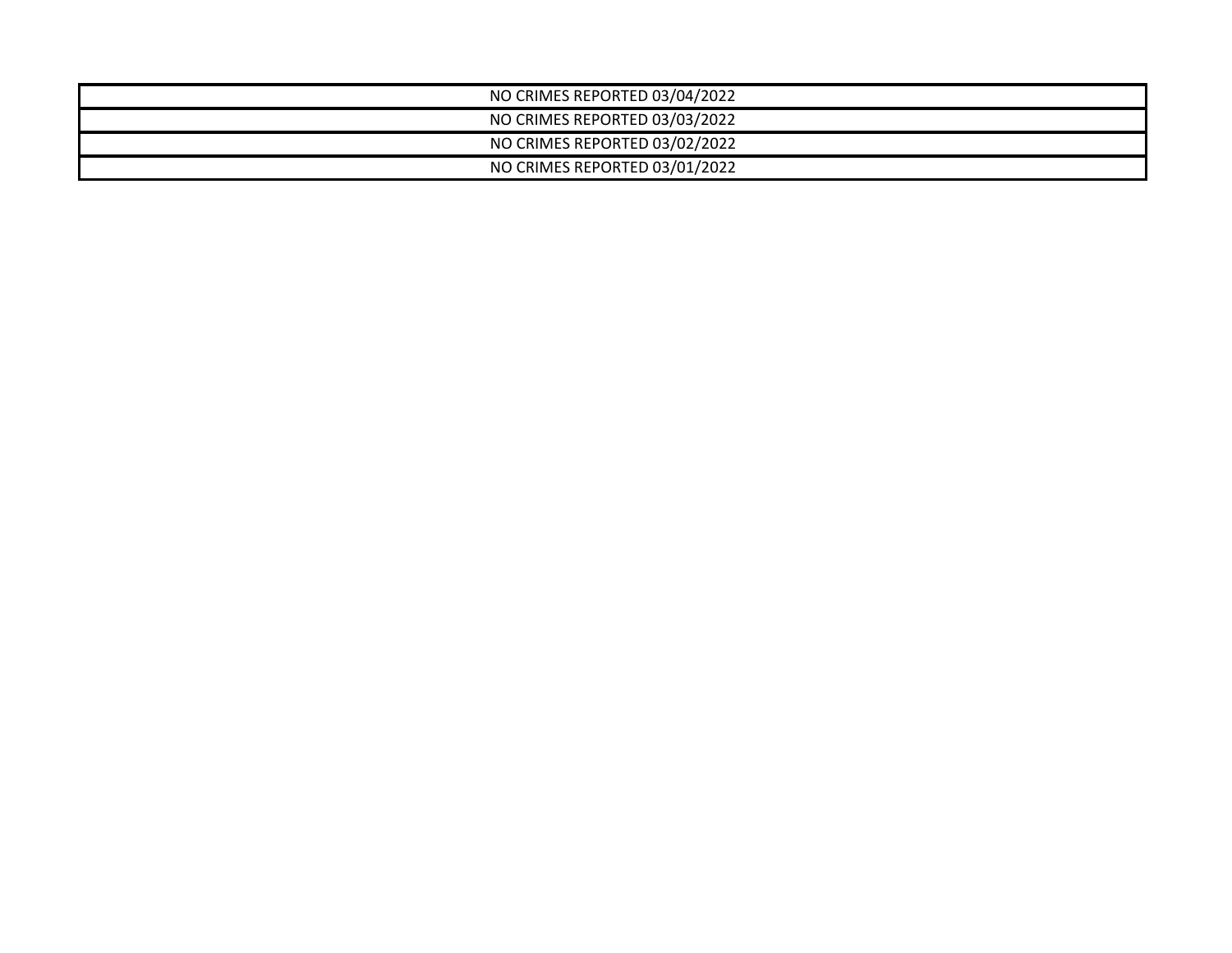| NO CRIMES REPORTED 03/04/2022 |
| --- |
| NO CRIMES REPORTED 03/03/2022 |
| NO CRIMES REPORTED 03/02/2022 |
| NO CRIMES REPORTED 03/01/2022 |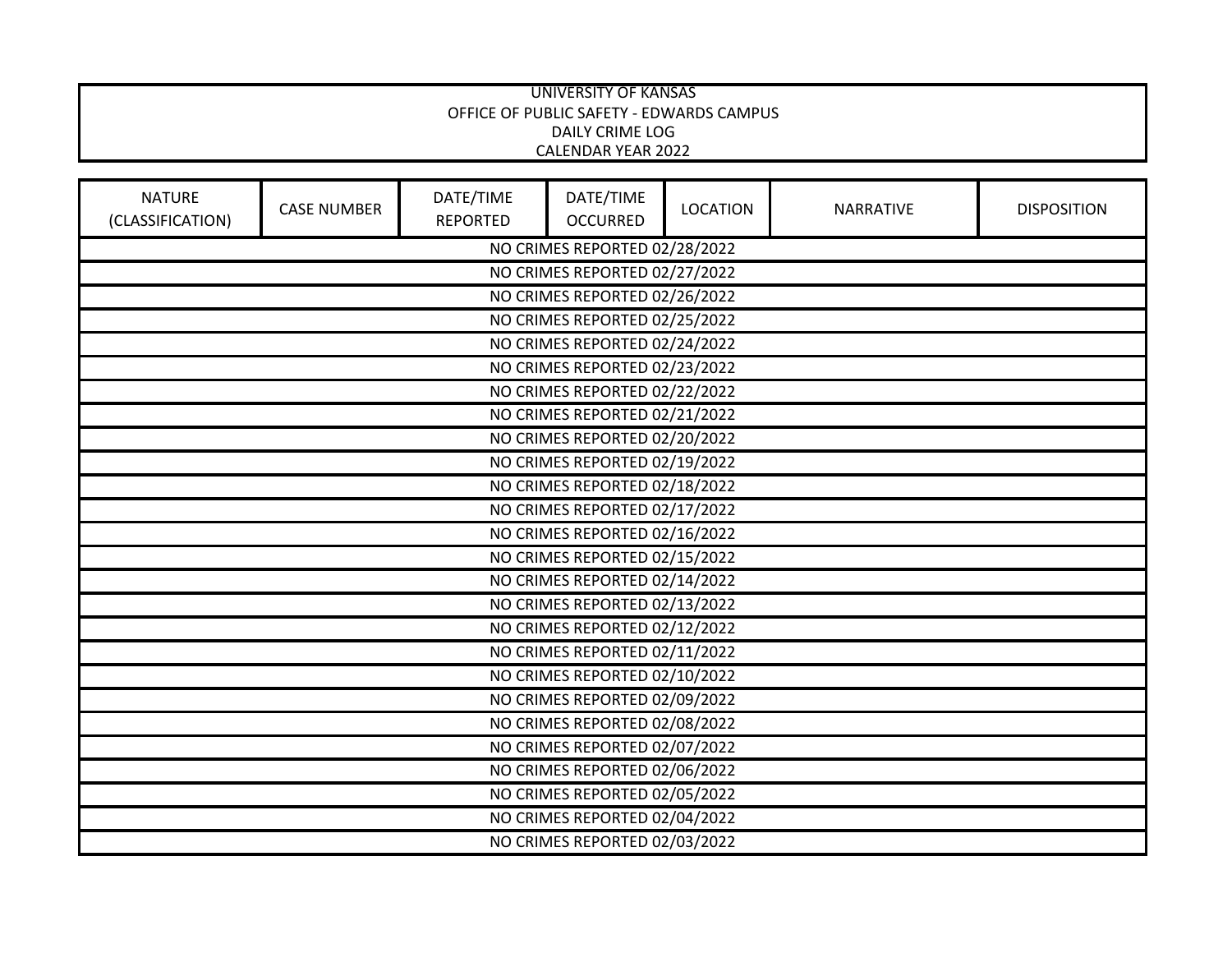UNIVERSITY OF KANSAS
OFFICE OF PUBLIC SAFETY - EDWARDS CAMPUS
DAILY CRIME LOG
CALENDAR YEAR 2022

| NATURE (CLASSIFICATION) | CASE NUMBER | DATE/TIME REPORTED | DATE/TIME OCCURRED | LOCATION | NARRATIVE | DISPOSITION |
|---|---|---|---|---|---|---|
| NO CRIMES REPORTED 02/28/2022 | | | | | | |
| NO CRIMES REPORTED 02/27/2022 | | | | | | |
| NO CRIMES REPORTED 02/26/2022 | | | | | | |
| NO CRIMES REPORTED 02/25/2022 | | | | | | |
| NO CRIMES REPORTED 02/24/2022 | | | | | | |
| NO CRIMES REPORTED 02/23/2022 | | | | | | |
| NO CRIMES REPORTED 02/22/2022 | | | | | | |
| NO CRIMES REPORTED 02/21/2022 | | | | | | |
| NO CRIMES REPORTED 02/20/2022 | | | | | | |
| NO CRIMES REPORTED 02/19/2022 | | | | | | |
| NO CRIMES REPORTED 02/18/2022 | | | | | | |
| NO CRIMES REPORTED 02/17/2022 | | | | | | |
| NO CRIMES REPORTED 02/16/2022 | | | | | | |
| NO CRIMES REPORTED 02/15/2022 | | | | | | |
| NO CRIMES REPORTED 02/14/2022 | | | | | | |
| NO CRIMES REPORTED 02/13/2022 | | | | | | |
| NO CRIMES REPORTED 02/12/2022 | | | | | | |
| NO CRIMES REPORTED 02/11/2022 | | | | | | |
| NO CRIMES REPORTED 02/10/2022 | | | | | | |
| NO CRIMES REPORTED 02/09/2022 | | | | | | |
| NO CRIMES REPORTED 02/08/2022 | | | | | | |
| NO CRIMES REPORTED 02/07/2022 | | | | | | |
| NO CRIMES REPORTED 02/06/2022 | | | | | | |
| NO CRIMES REPORTED 02/05/2022 | | | | | | |
| NO CRIMES REPORTED 02/04/2022 | | | | | | |
| NO CRIMES REPORTED 02/03/2022 | | | | | | |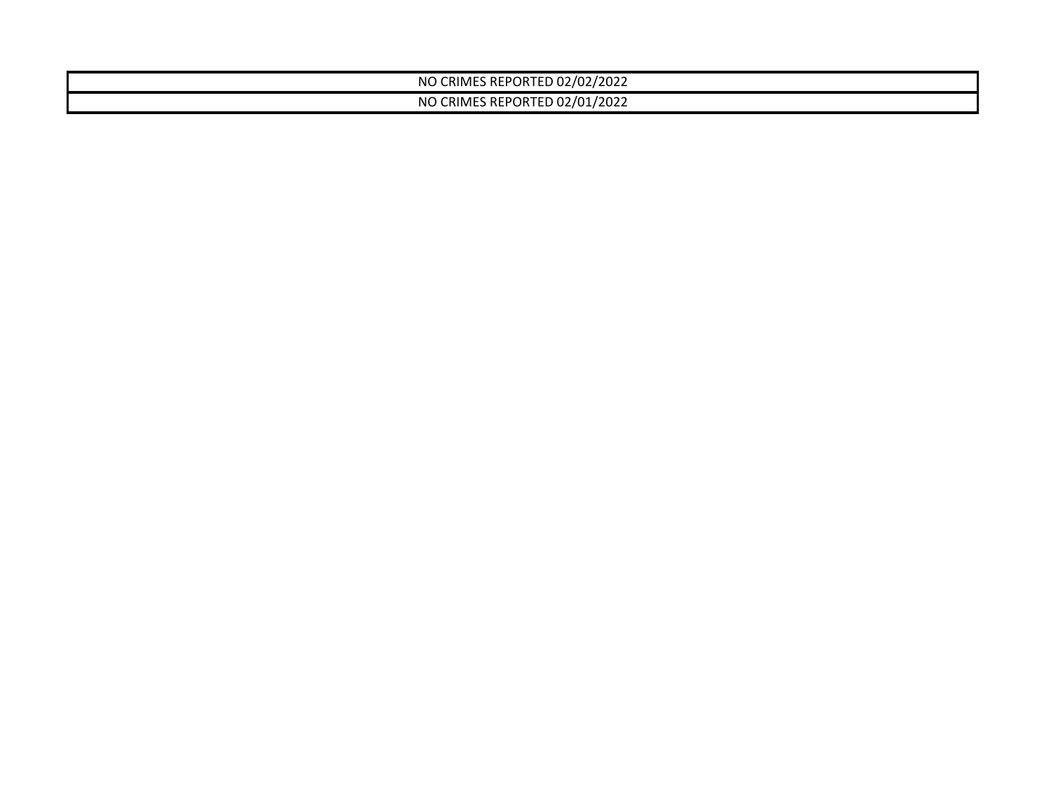| NO CRIMES REPORTED 02/02/2022 |
| --- |
| NO CRIMES REPORTED 02/01/2022 |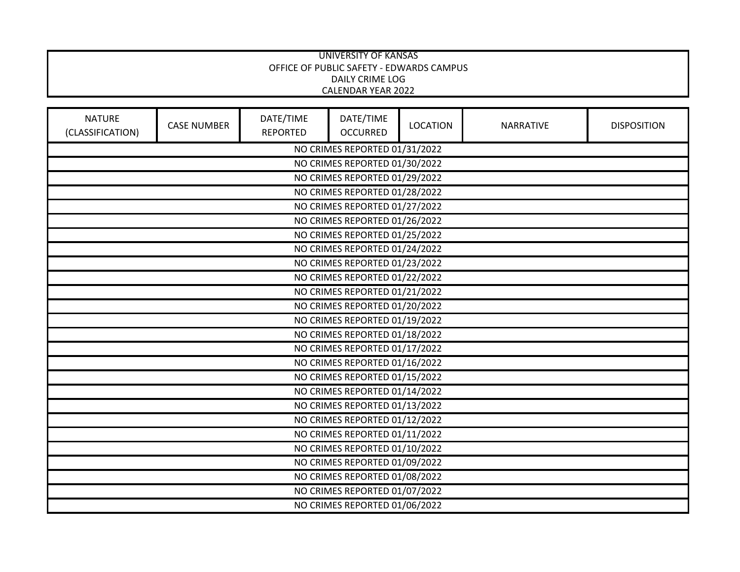UNIVERSITY OF KANSAS
OFFICE OF PUBLIC SAFETY - EDWARDS CAMPUS
DAILY CRIME LOG
CALENDAR YEAR 2022

| NATURE (CLASSIFICATION) | CASE NUMBER | DATE/TIME REPORTED | DATE/TIME OCCURRED | LOCATION | NARRATIVE | DISPOSITION |
|---|---|---|---|---|---|---|
| NO CRIMES REPORTED 01/31/2022 | | | | | | |
| NO CRIMES REPORTED 01/30/2022 | | | | | | |
| NO CRIMES REPORTED 01/29/2022 | | | | | | |
| NO CRIMES REPORTED 01/28/2022 | | | | | | |
| NO CRIMES REPORTED 01/27/2022 | | | | | | |
| NO CRIMES REPORTED 01/26/2022 | | | | | | |
| NO CRIMES REPORTED 01/25/2022 | | | | | | |
| NO CRIMES REPORTED 01/24/2022 | | | | | | |
| NO CRIMES REPORTED 01/23/2022 | | | | | | |
| NO CRIMES REPORTED 01/22/2022 | | | | | | |
| NO CRIMES REPORTED 01/21/2022 | | | | | | |
| NO CRIMES REPORTED 01/20/2022 | | | | | | |
| NO CRIMES REPORTED 01/19/2022 | | | | | | |
| NO CRIMES REPORTED 01/18/2022 | | | | | | |
| NO CRIMES REPORTED 01/17/2022 | | | | | | |
| NO CRIMES REPORTED 01/16/2022 | | | | | | |
| NO CRIMES REPORTED 01/15/2022 | | | | | | |
| NO CRIMES REPORTED 01/14/2022 | | | | | | |
| NO CRIMES REPORTED 01/13/2022 | | | | | | |
| NO CRIMES REPORTED 01/12/2022 | | | | | | |
| NO CRIMES REPORTED 01/11/2022 | | | | | | |
| NO CRIMES REPORTED 01/10/2022 | | | | | | |
| NO CRIMES REPORTED 01/09/2022 | | | | | | |
| NO CRIMES REPORTED 01/08/2022 | | | | | | |
| NO CRIMES REPORTED 01/07/2022 | | | | | | |
| NO CRIMES REPORTED 01/06/2022 | | | | | | |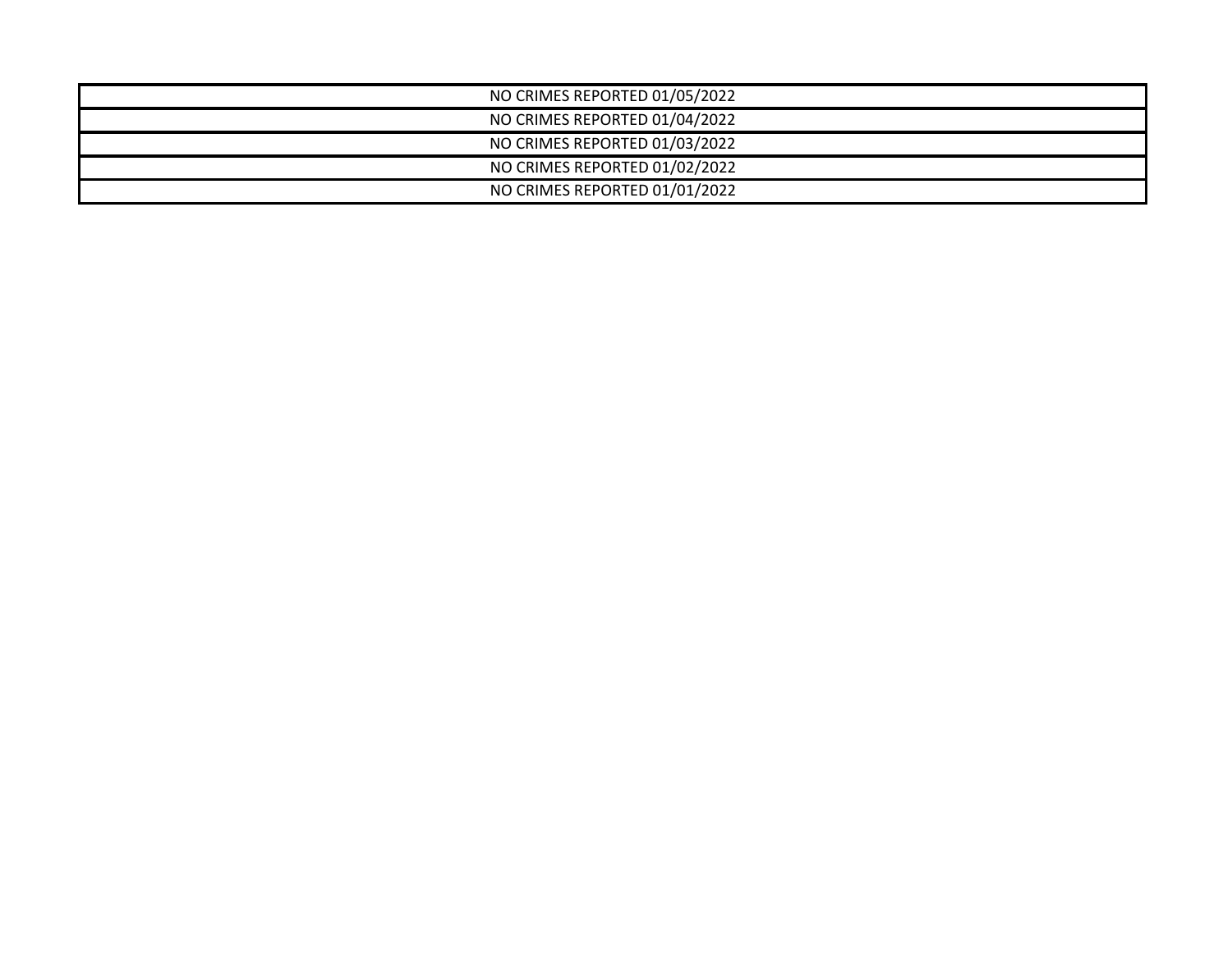| |
|---|
| NO CRIMES REPORTED 01/05/2022 |
| NO CRIMES REPORTED 01/04/2022 |
| NO CRIMES REPORTED 01/03/2022 |
| NO CRIMES REPORTED 01/02/2022 |
| NO CRIMES REPORTED 01/01/2022 |